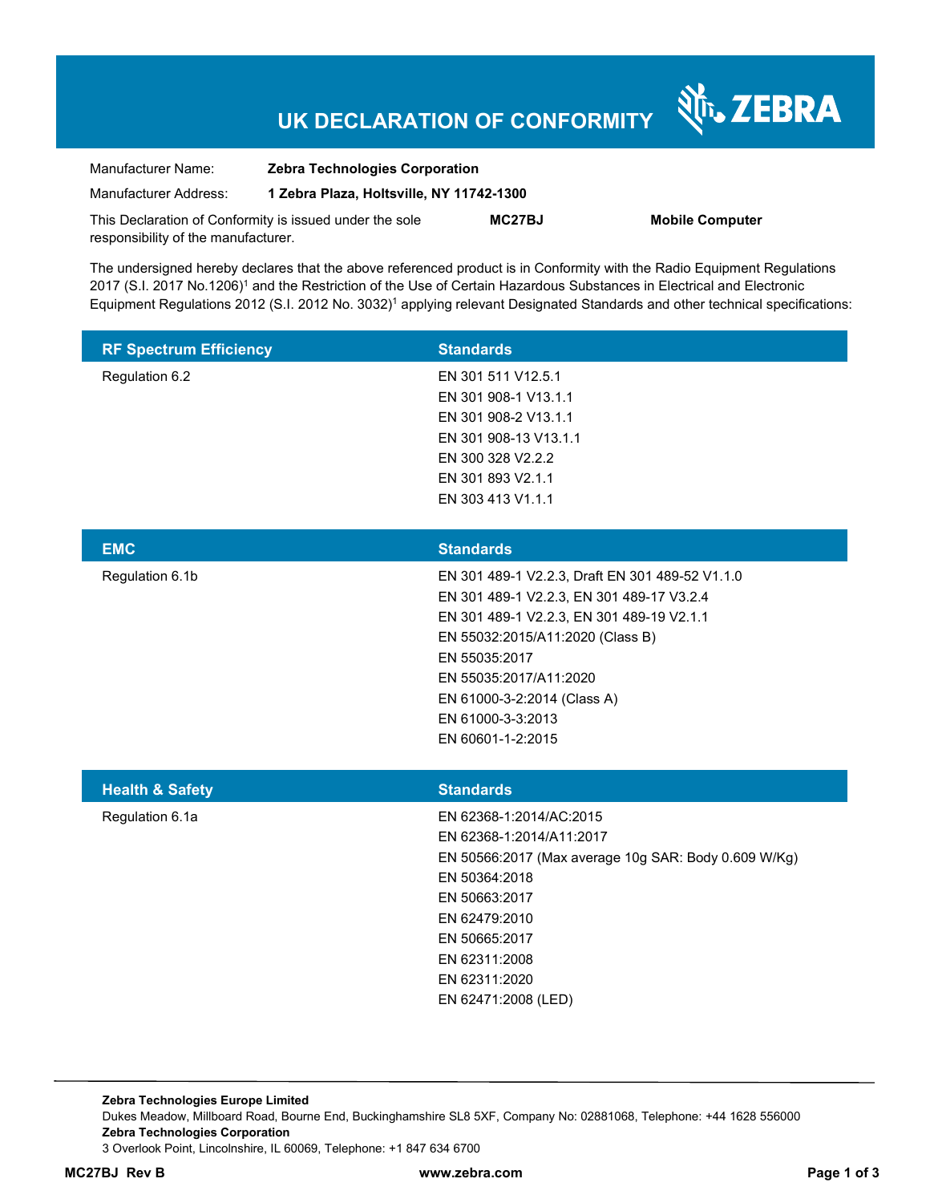# UK DECLARATION OF CONFORMITY

ZEBRA

Manufacturer Name: **Zebra Technologies Corporation**

Manufacturer Address: **1 Zebra Plaza, Holtsville, NY 11742-1300**

This Declaration of Conformity is issued under the sole responsibility of the manufacturer. **MC27BJ** **Mobile Computer**

The undersigned hereby declares that the above referenced product is in Conformity with the Radio Equipment Regulations 2017 (S.I. 2017 No.1206)[1] and the Restriction of the Use of Certain Hazardous Substances in Electrical and Electronic Equipment Regulations 2012 (S.I. 2012 No. 3032)[1] applying relevant Designated Standards and other technical specifications:

| RF Spectrum Efficiency | Standards |
|---|---|
| Regulation 6.2 | EN 301 511 V12.5.1<br>EN 301 908-1 V13.1.1<br>EN 301 908-2 V13.1.1<br>EN 301 908-13 V13.1.1<br>EN 300 328 V2.2.2<br>EN 301 893 V2.1.1<br>EN 303 413 V1.1.1 |

| EMC | Standards |
|---|---|
| Regulation 6.1b | EN 301 489-1 V2.2.3, Draft EN 301 489-52 V1.1.0<br>EN 301 489-1 V2.2.3, EN 301 489-17 V3.2.4<br>EN 301 489-1 V2.2.3, EN 301 489-19 V2.1.1<br>EN 55032:2015/A11:2020 (Class B)<br>EN 55035:2017<br>EN 55035:2017/A11:2020<br>EN 61000-3-2:2014 (Class A)<br>EN 61000-3-3:2013<br>EN 60601-1-2:2015 |

| Health & Safety | Standards |
|---|---|
| Regulation 6.1a | EN 62368-1:2014/AC:2015<br>EN 62368-1:2014/A11:2017<br>EN 50566:2017 (Max average 10g SAR: Body 0.609 W/Kg)<br>EN 50364:2018<br>EN 50663:2017<br>EN 62479:2010<br>EN 50665:2017<br>EN 62311:2008<br>EN 62311:2020<br>EN 62471:2008 (LED) |

**Zebra Technologies Europe Limited**
Dukes Meadow, Millboard Road, Bourne End, Buckinghamshire SL8 5XF, Company No: 02881068, Telephone: +44 1628 556000
**Zebra Technologies Corporation**
3 Overlook Point, Lincolnshire, IL 60069, Telephone: +1 847 634 6700

**MC27BJ Rev B** **www.zebra.com**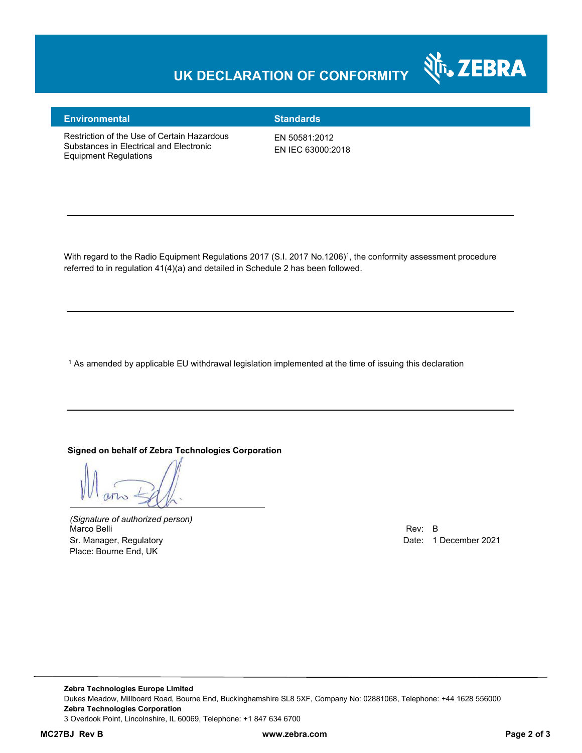# UK DECLARATION OF CONFORMITY

| Environmental | Standards |
| --- | --- |
| Restriction of the Use of Certain Hazardous Substances in Electrical and Electronic Equipment Regulations | EN 50581:2012<br>EN IEC 63000:2018 |

---

With regard to the Radio Equipment Regulations 2017 (S.I. 2017 No.1206)[1], the conformity assessment procedure referred to in regulation 41(4)(a) and detailed in Schedule 2 has been followed.

---

[1] As amended by applicable EU withdrawal legislation implemented at the time of issuing this declaration

---

**Signed on behalf of Zebra Technologies Corporation**

*(Signature of authorized person)*
Marco Belli
Sr. Manager, Regulatory
Place: Bourne End, UK

Rev: B
Date: 1 December 2021

**Zebra Technologies Europe Limited**
Dukes Meadow, Millboard Road, Bourne End, Buckinghamshire SL8 5XF, Company No: 02881068, Telephone: +44 1628 556000
**Zebra Technologies Corporation**
3 Overlook Point, Lincolnshire, IL 60069, Telephone: +1 847 634 6700

**MC27BJ Rev B** **www.zebra.com**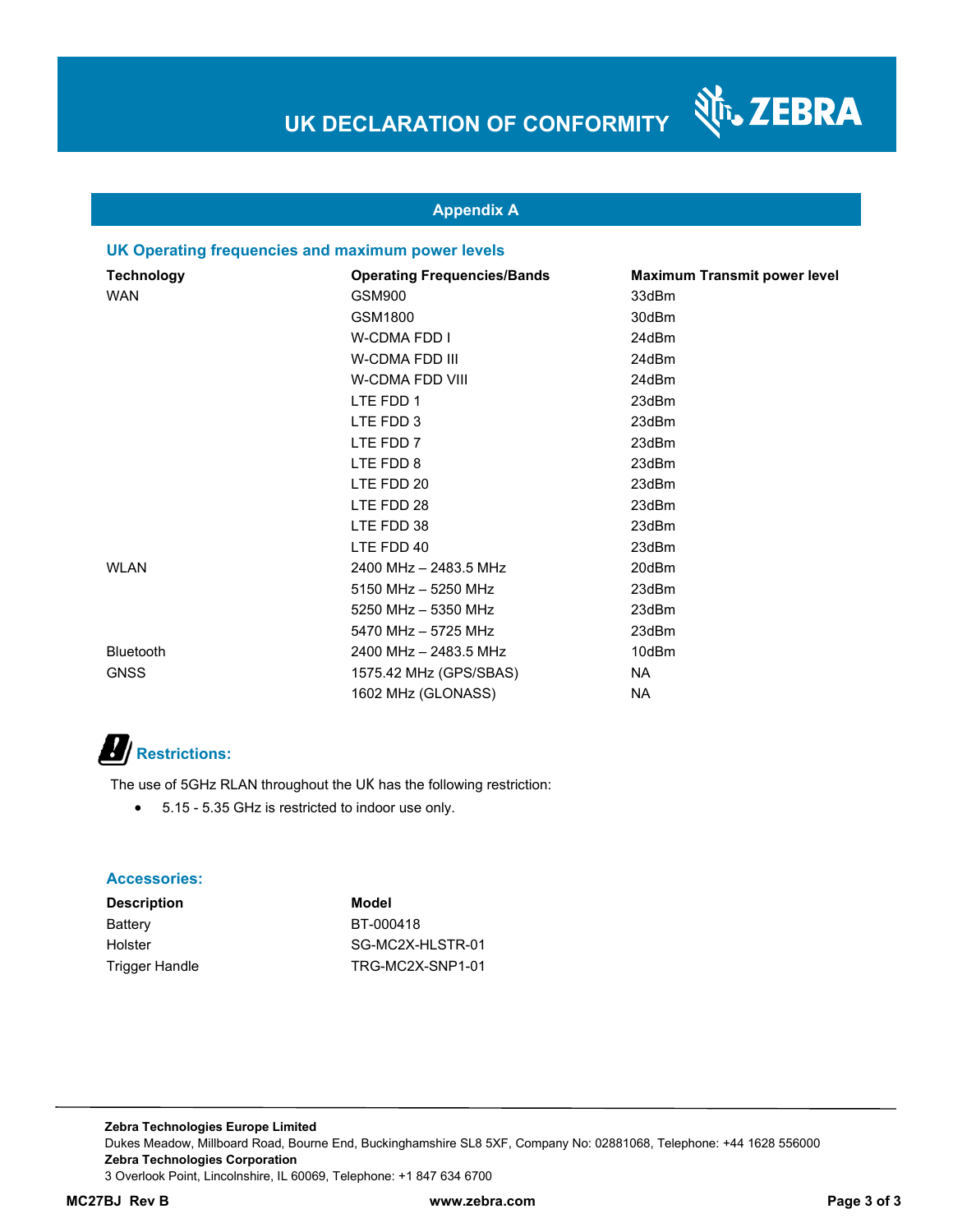# UK DECLARATION OF CONFORMITY

## Appendix A

### UK Operating frequencies and maximum power levels

| Technology | Operating Frequencies/Bands | Maximum Transmit power level |
|---|---|---|
| WAN | GSM900 | 33dBm |
| | GSM1800 | 30dBm |
| | W-CDMA FDD I | 24dBm |
| | W-CDMA FDD III | 24dBm |
| | W-CDMA FDD VIII | 24dBm |
| | LTE FDD 1 | 23dBm |
| | LTE FDD 3 | 23dBm |
| | LTE FDD 7 | 23dBm |
| | LTE FDD 8 | 23dBm |
| | LTE FDD 20 | 23dBm |
| | LTE FDD 28 | 23dBm |
| | LTE FDD 38 | 23dBm |
| | LTE FDD 40 | 23dBm |
| WLAN | 2400 MHz – 2483.5 MHz | 20dBm |
| | 5150 MHz – 5250 MHz | 23dBm |
| | 5250 MHz – 5350 MHz | 23dBm |
| | 5470 MHz – 5725 MHz | 23dBm |
| Bluetooth | 2400 MHz – 2483.5 MHz | 10dBm |
| GNSS | 1575.42 MHz (GPS/SBAS) | NA |
| | 1602 MHz (GLONASS) | NA |

### Restrictions:

The use of 5GHz RLAN throughout the UK has the following restriction:

- 5.15 - 5.35 GHz is restricted to indoor use only.

### Accessories:

| Description | Model |
|---|---|
| Battery | BT-000418 |
| Holster | SG-MC2X-HLSTR-01 |
| Trigger Handle | TRG-MC2X-SNP1-01 |

**Zebra Technologies Europe Limited**
Dukes Meadow, Millboard Road, Bourne End, Buckinghamshire SL8 5XF, Company No: 02881068, Telephone: +44 1628 556000
**Zebra Technologies Corporation**
3 Overlook Point, Lincolnshire, IL 60069, Telephone: +1 847 634 6700

**MC27BJ Rev B** **www.zebra.com**